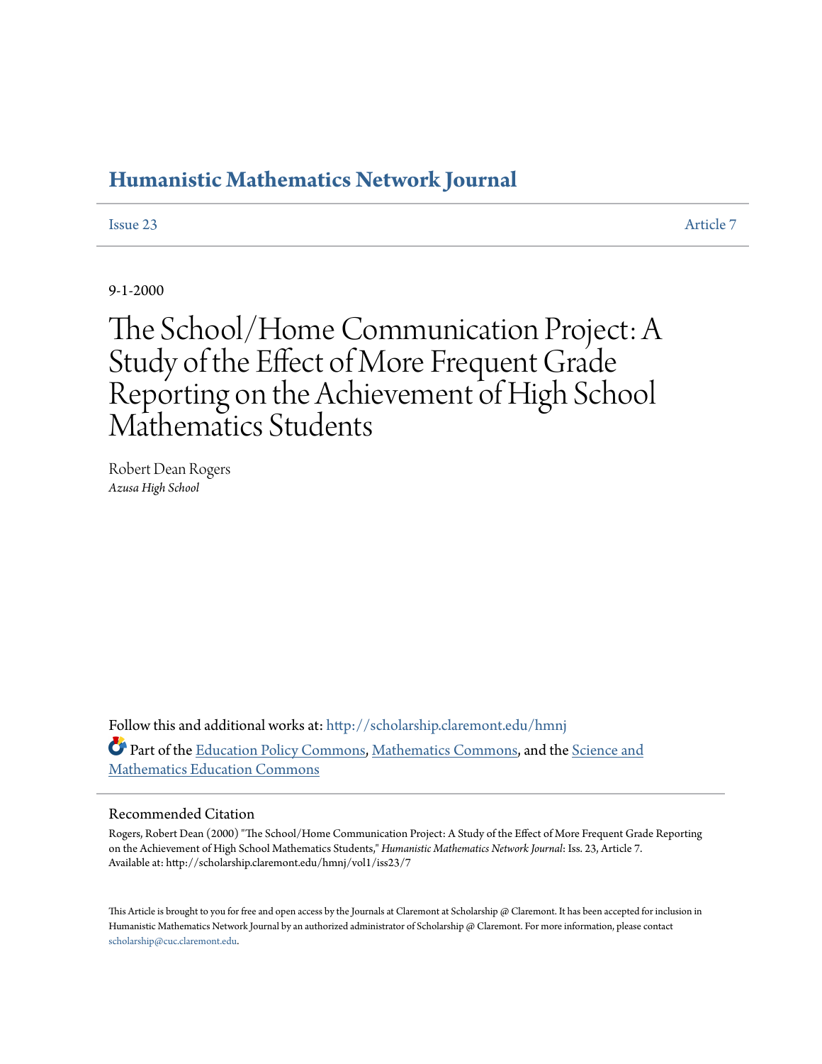# Humanistic Mathematics Network Journal

Issue 23 — Article 7

9-1-2000

# The School/Home Communication Project: A Study of the Effect of More Frequent Grade Reporting on the Achievement of High School Mathematics Students

Robert Dean Rogers
*Azusa High School*

Follow this and additional works at: http://scholarship.claremont.edu/hmnj

Part of the Education Policy Commons, Mathematics Commons, and the Science and Mathematics Education Commons

## Recommended Citation

Rogers, Robert Dean (2000) "The School/Home Communication Project: A Study of the Effect of More Frequent Grade Reporting on the Achievement of High School Mathematics Students," *Humanistic Mathematics Network Journal*: Iss. 23, Article 7.
Available at: http://scholarship.claremont.edu/hmnj/vol1/iss23/7

This Article is brought to you for free and open access by the Journals at Claremont at Scholarship @ Claremont. It has been accepted for inclusion in Humanistic Mathematics Network Journal by an authorized administrator of Scholarship @ Claremont. For more information, please contact scholarship@cuc.claremont.edu.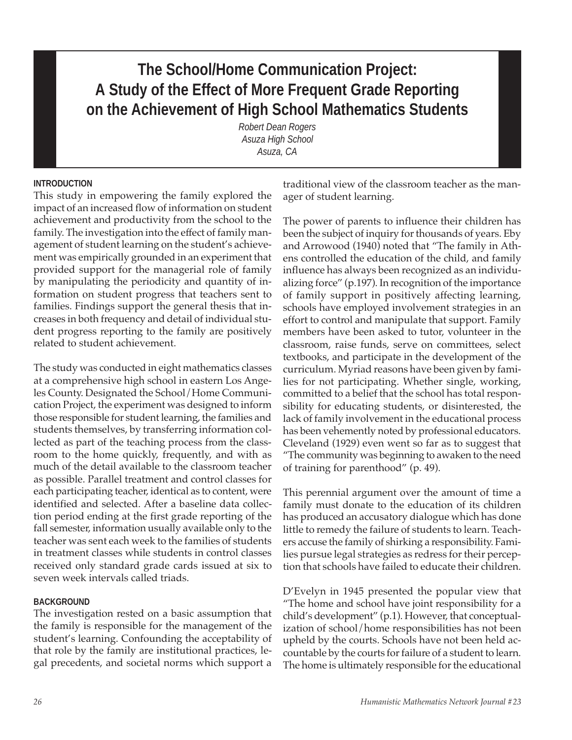# The School/Home Communication Project: A Study of the Effect of More Frequent Grade Reporting on the Achievement of High School Mathematics Students

*Robert Dean Rogers*
*Asuza High School*
*Asuza, CA*

## INTRODUCTION

This study in empowering the family explored the impact of an increased flow of information on student achievement and productivity from the school to the family. The investigation into the effect of family management of student learning on the student's achievement was empirically grounded in an experiment that provided support for the managerial role of family by manipulating the periodicity and quantity of information on student progress that teachers sent to families. Findings support the general thesis that increases in both frequency and detail of individual student progress reporting to the family are positively related to student achievement.

The study was conducted in eight mathematics classes at a comprehensive high school in eastern Los Angeles County. Designated the School/Home Communication Project, the experiment was designed to inform those responsible for student learning, the families and students themselves, by transferring information collected as part of the teaching process from the classroom to the home quickly, frequently, and with as much of the detail available to the classroom teacher as possible. Parallel treatment and control classes for each participating teacher, identical as to content, were identified and selected. After a baseline data collection period ending at the first grade reporting of the fall semester, information usually available only to the teacher was sent each week to the families of students in treatment classes while students in control classes received only standard grade cards issued at six to seven week intervals called triads.

## BACKGROUND

The investigation rested on a basic assumption that the family is responsible for the management of the student's learning. Confounding the acceptability of that role by the family are institutional practices, legal precedents, and societal norms which support a traditional view of the classroom teacher as the manager of student learning.

The power of parents to influence their children has been the subject of inquiry for thousands of years. Eby and Arrowood (1940) noted that "The family in Athens controlled the education of the child, and family influence has always been recognized as an individualizing force" (p.197). In recognition of the importance of family support in positively affecting learning, schools have employed involvement strategies in an effort to control and manipulate that support. Family members have been asked to tutor, volunteer in the classroom, raise funds, serve on committees, select textbooks, and participate in the development of the curriculum. Myriad reasons have been given by families for not participating. Whether single, working, committed to a belief that the school has total responsibility for educating students, or disinterested, the lack of family involvement in the educational process has been vehemently noted by professional educators. Cleveland (1929) even went so far as to suggest that "The community was beginning to awaken to the need of training for parenthood" (p. 49).

This perennial argument over the amount of time a family must donate to the education of its children has produced an accusatory dialogue which has done little to remedy the failure of students to learn. Teachers accuse the family of shirking a responsibility. Families pursue legal strategies as redress for their perception that schools have failed to educate their children.

D'Evelyn in 1945 presented the popular view that "The home and school have joint responsibility for a child's development" (p.1). However, that conceptualization of school/home responsibilities has not been upheld by the courts. Schools have not been held accountable by the courts for failure of a student to learn. The home is ultimately responsible for the educational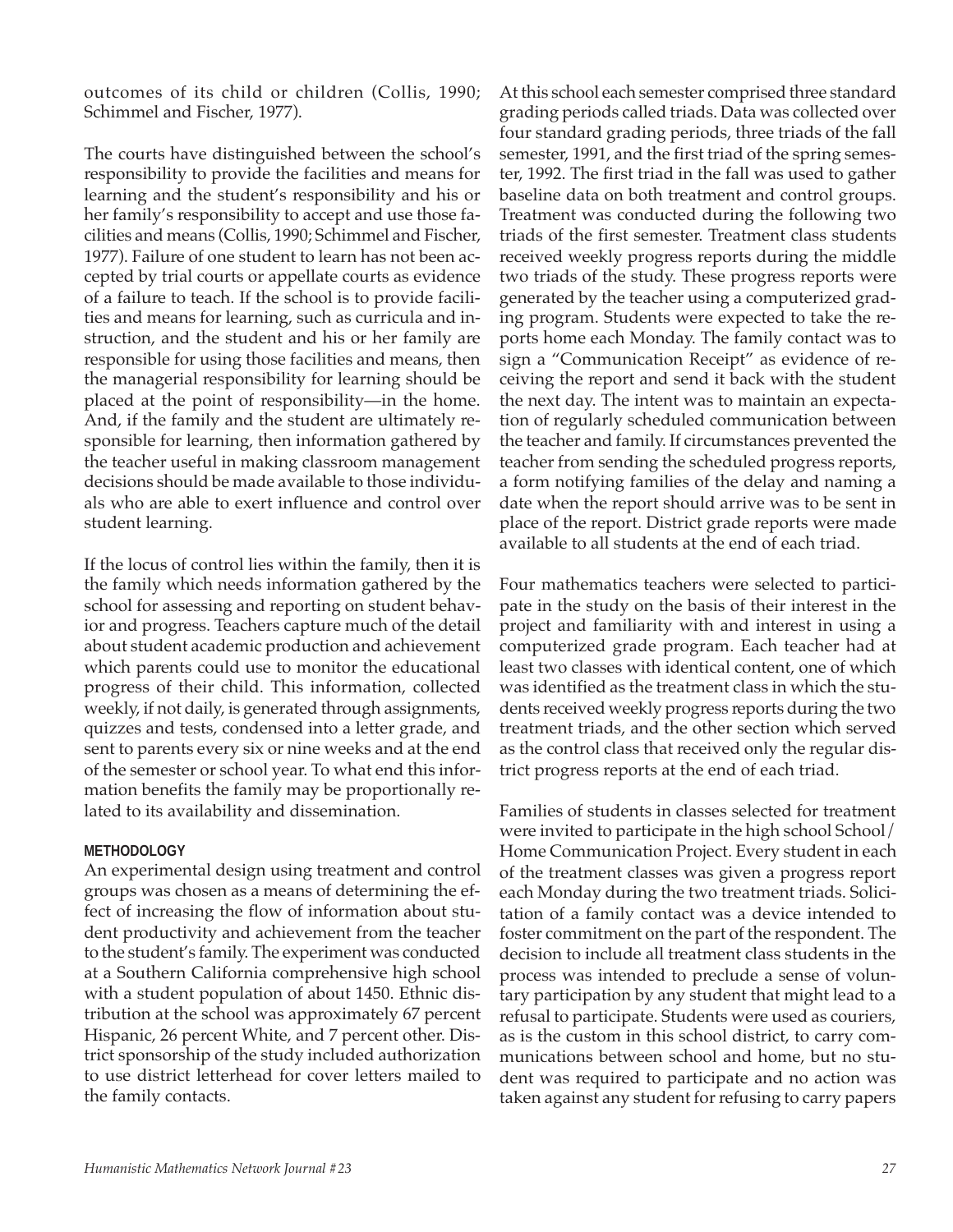outcomes of its child or children (Collis, 1990; Schimmel and Fischer, 1977).

The courts have distinguished between the school's responsibility to provide the facilities and means for learning and the student's responsibility and his or her family's responsibility to accept and use those facilities and means (Collis, 1990; Schimmel and Fischer, 1977). Failure of one student to learn has not been accepted by trial courts or appellate courts as evidence of a failure to teach. If the school is to provide facilities and means for learning, such as curricula and instruction, and the student and his or her family are responsible for using those facilities and means, then the managerial responsibility for learning should be placed at the point of responsibility—in the home. And, if the family and the student are ultimately responsible for learning, then information gathered by the teacher useful in making classroom management decisions should be made available to those individuals who are able to exert influence and control over student learning.

If the locus of control lies within the family, then it is the family which needs information gathered by the school for assessing and reporting on student behavior and progress. Teachers capture much of the detail about student academic production and achievement which parents could use to monitor the educational progress of their child. This information, collected weekly, if not daily, is generated through assignments, quizzes and tests, condensed into a letter grade, and sent to parents every six or nine weeks and at the end of the semester or school year. To what end this information benefits the family may be proportionally related to its availability and dissemination.

## METHODOLOGY

An experimental design using treatment and control groups was chosen as a means of determining the effect of increasing the flow of information about student productivity and achievement from the teacher to the student's family. The experiment was conducted at a Southern California comprehensive high school with a student population of about 1450. Ethnic distribution at the school was approximately 67 percent Hispanic, 26 percent White, and 7 percent other. District sponsorship of the study included authorization to use district letterhead for cover letters mailed to the family contacts.

At this school each semester comprised three standard grading periods called triads. Data was collected over four standard grading periods, three triads of the fall semester, 1991, and the first triad of the spring semester, 1992. The first triad in the fall was used to gather baseline data on both treatment and control groups. Treatment was conducted during the following two triads of the first semester. Treatment class students received weekly progress reports during the middle two triads of the study. These progress reports were generated by the teacher using a computerized grading program. Students were expected to take the reports home each Monday. The family contact was to sign a "Communication Receipt" as evidence of receiving the report and send it back with the student the next day. The intent was to maintain an expectation of regularly scheduled communication between the teacher and family. If circumstances prevented the teacher from sending the scheduled progress reports, a form notifying families of the delay and naming a date when the report should arrive was to be sent in place of the report. District grade reports were made available to all students at the end of each triad.

Four mathematics teachers were selected to participate in the study on the basis of their interest in the project and familiarity with and interest in using a computerized grade program. Each teacher had at least two classes with identical content, one of which was identified as the treatment class in which the students received weekly progress reports during the two treatment triads, and the other section which served as the control class that received only the regular district progress reports at the end of each triad.

Families of students in classes selected for treatment were invited to participate in the high school School/Home Communication Project. Every student in each of the treatment classes was given a progress report each Monday during the two treatment triads. Solicitation of a family contact was a device intended to foster commitment on the part of the respondent. The decision to include all treatment class students in the process was intended to preclude a sense of voluntary participation by any student that might lead to a refusal to participate. Students were used as couriers, as is the custom in this school district, to carry communications between school and home, but no student was required to participate and no action was taken against any student for refusing to carry papers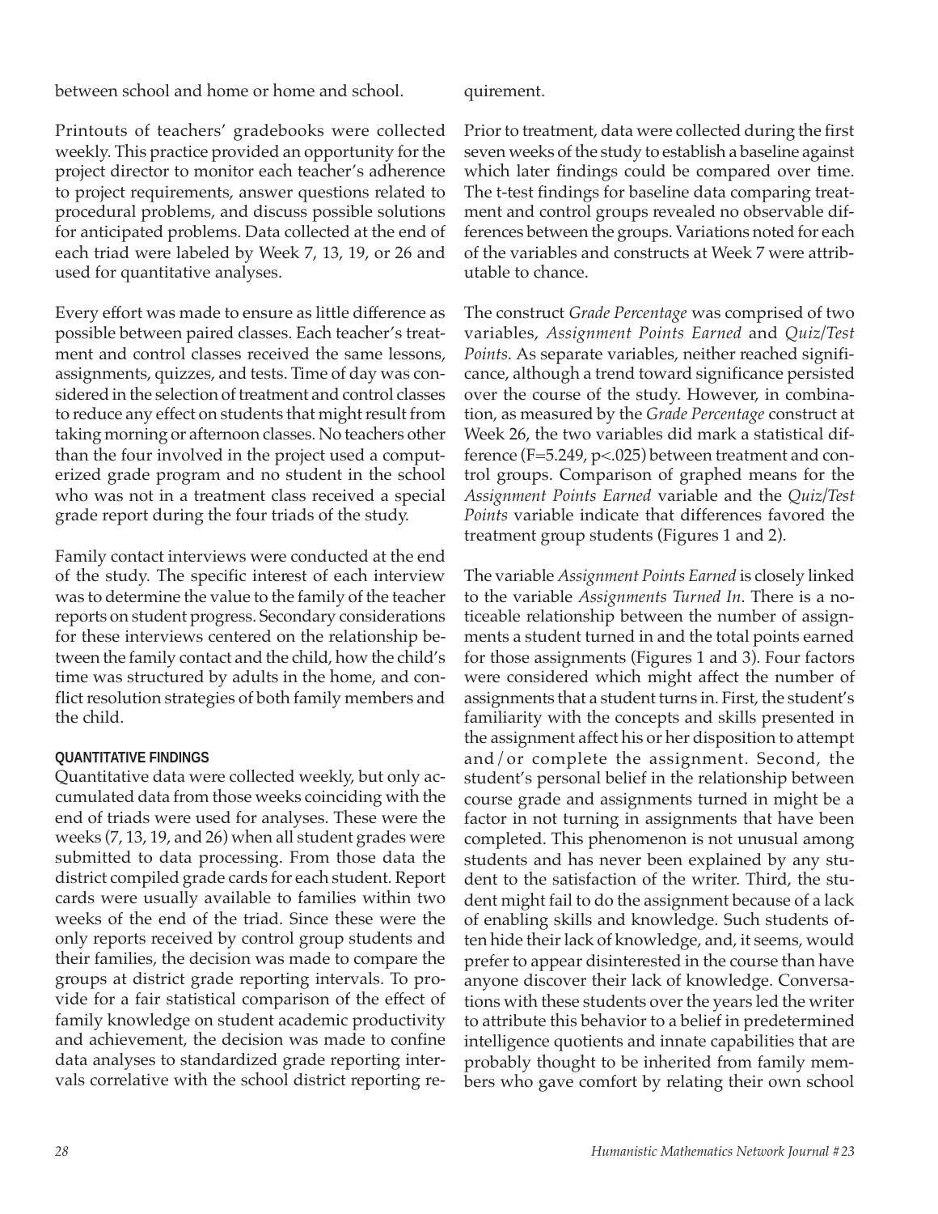between school and home or home and school.

Printouts of teachers' gradebooks were collected weekly. This practice provided an opportunity for the project director to monitor each teacher's adherence to project requirements, answer questions related to procedural problems, and discuss possible solutions for anticipated problems. Data collected at the end of each triad were labeled by Week 7, 13, 19, or 26 and used for quantitative analyses.

Every effort was made to ensure as little difference as possible between paired classes. Each teacher's treatment and control classes received the same lessons, assignments, quizzes, and tests. Time of day was considered in the selection of treatment and control classes to reduce any effect on students that might result from taking morning or afternoon classes. No teachers other than the four involved in the project used a computerized grade program and no student in the school who was not in a treatment class received a special grade report during the four triads of the study.

Family contact interviews were conducted at the end of the study. The specific interest of each interview was to determine the value to the family of the teacher reports on student progress. Secondary considerations for these interviews centered on the relationship between the family contact and the child, how the child's time was structured by adults in the home, and conflict resolution strategies of both family members and the child.

#### QUANTITATIVE FINDINGS

Quantitative data were collected weekly, but only accumulated data from those weeks coinciding with the end of triads were used for analyses. These were the weeks (7, 13, 19, and 26) when all student grades were submitted to data processing. From those data the district compiled grade cards for each student. Report cards were usually available to families within two weeks of the end of the triad. Since these were the only reports received by control group students and their families, the decision was made to compare the groups at district grade reporting intervals. To provide for a fair statistical comparison of the effect of family knowledge on student academic productivity and achievement, the decision was made to confine data analyses to standardized grade reporting intervals correlative with the school district reporting requirement.

Prior to treatment, data were collected during the first seven weeks of the study to establish a baseline against which later findings could be compared over time. The t-test findings for baseline data comparing treatment and control groups revealed no observable differences between the groups. Variations noted for each of the variables and constructs at Week 7 were attributable to chance.

The construct *Grade Percentage* was comprised of two variables, *Assignment Points Earned* and *Quiz/Test Points*. As separate variables, neither reached significance, although a trend toward significance persisted over the course of the study. However, in combination, as measured by the *Grade Percentage* construct at Week 26, the two variables did mark a statistical difference ($F=5.249$, $p<.025$) between treatment and control groups. Comparison of graphed means for the *Assignment Points Earned* variable and the *Quiz/Test Points* variable indicate that differences favored the treatment group students (Figures 1 and 2).

The variable *Assignment Points Earned* is closely linked to the variable *Assignments Turned In*. There is a noticeable relationship between the number of assignments a student turned in and the total points earned for those assignments (Figures 1 and 3). Four factors were considered which might affect the number of assignments that a student turns in. First, the student's familiarity with the concepts and skills presented in the assignment affect his or her disposition to attempt and/or complete the assignment. Second, the student's personal belief in the relationship between course grade and assignments turned in might be a factor in not turning in assignments that have been completed. This phenomenon is not unusual among students and has never been explained by any student to the satisfaction of the writer. Third, the student might fail to do the assignment because of a lack of enabling skills and knowledge. Such students often hide their lack of knowledge, and, it seems, would prefer to appear disinterested in the course than have anyone discover their lack of knowledge. Conversations with these students over the years led the writer to attribute this behavior to a belief in predetermined intelligence quotients and innate capabilities that are probably thought to be inherited from family members who gave comfort by relating their own school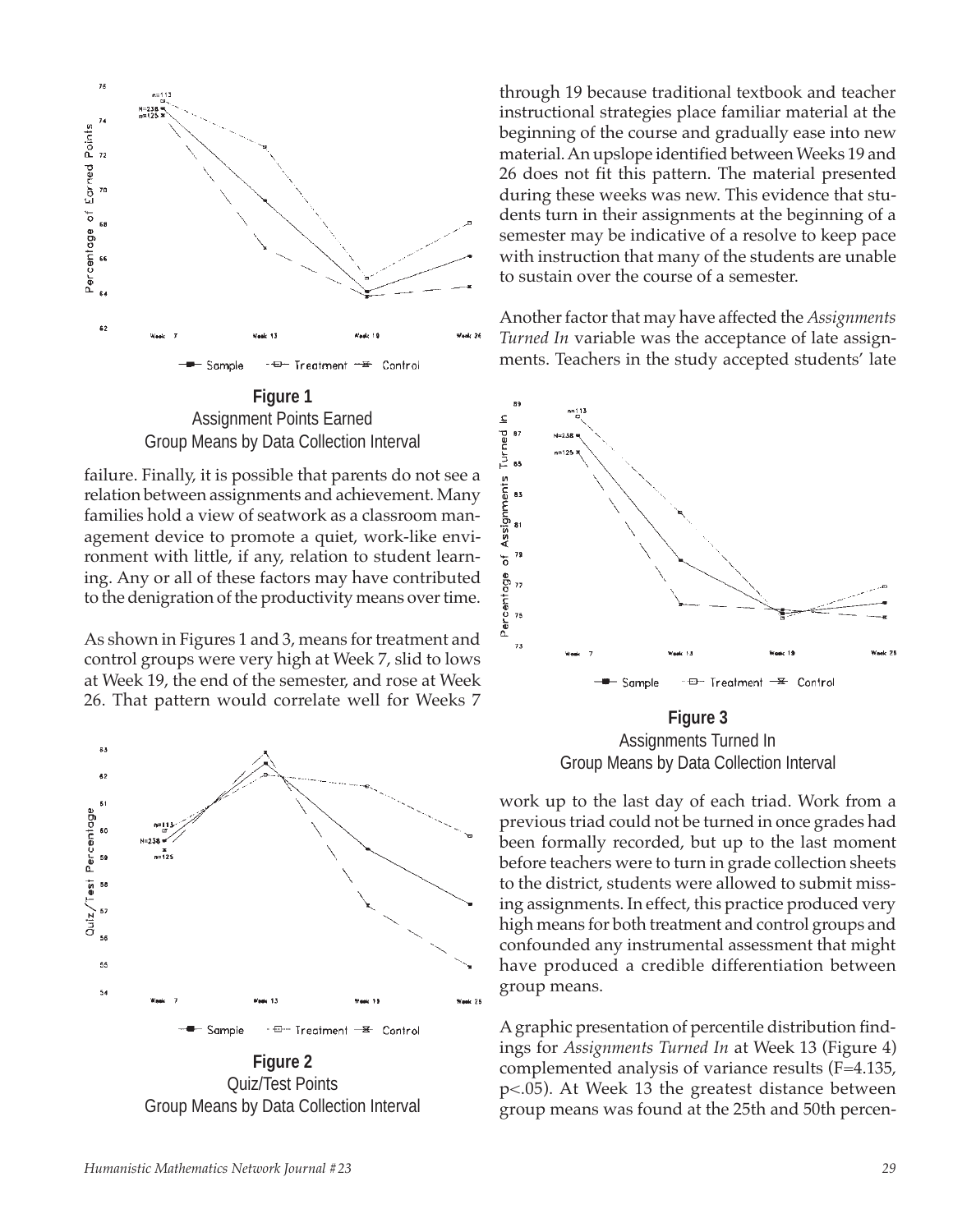**Figure 1**
Assignment Points Earned
Group Means by Data Collection Interval

failure. Finally, it is possible that parents do not see a relation between assignments and achievement. Many families hold a view of seatwork as a classroom management device to promote a quiet, work-like environment with little, if any, relation to student learning. Any or all of these factors may have contributed to the denigration of the productivity means over time.

As shown in Figures 1 and 3, means for treatment and control groups were very high at Week 7, slid to lows at Week 19, the end of the semester, and rose at Week 26. That pattern would correlate well for Weeks 7 through 19 because traditional textbook and teacher instructional strategies place familiar material at the beginning of the course and gradually ease into new material. An upslope identified between Weeks 19 and 26 does not fit this pattern. The material presented during these weeks was new. This evidence that students turn in their assignments at the beginning of a semester may be indicative of a resolve to keep pace with instruction that many of the students are unable to sustain over the course of a semester.

**Figure 2**
Quiz/Test Points
Group Means by Data Collection Interval

Another factor that may have affected the *Assignments Turned In* variable was the acceptance of late assignments. Teachers in the study accepted students' late work up to the last day of each triad. Work from a previous triad could not be turned in once grades had been formally recorded, but up to the last moment before teachers were to turn in grade collection sheets to the district, students were allowed to submit missing assignments. In effect, this practice produced very high means for both treatment and control groups and confounded any instrumental assessment that might have produced a credible differentiation between group means.

**Figure 3**
Assignments Turned In
Group Means by Data Collection Interval

A graphic presentation of percentile distribution findings for *Assignments Turned In* at Week 13 (Figure 4) complemented analysis of variance results ($F=4.135$, $p<.05$). At Week 13 the greatest distance between group means was found at the 25th and 50th percen-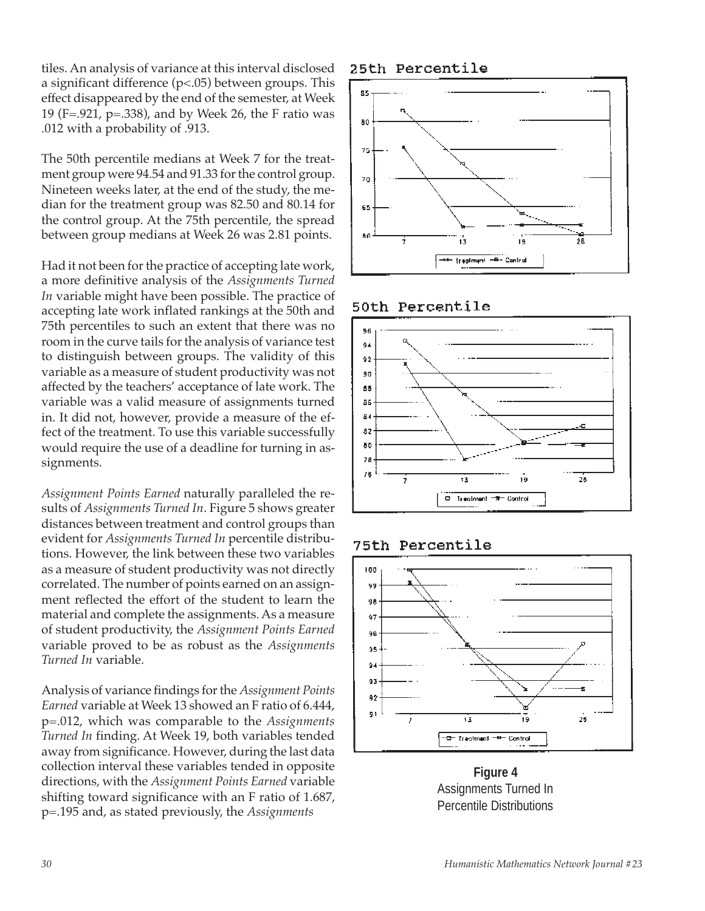tiles. An analysis of variance at this interval disclosed a significant difference ($p<.05$) between groups. This effect disappeared by the end of the semester, at Week 19 ($F=.921$, $p=.338$), and by Week 26, the F ratio was .012 with a probability of .913.

The 50th percentile medians at Week 7 for the treatment group were 94.54 and 91.33 for the control group. Nineteen weeks later, at the end of the study, the median for the treatment group was 82.50 and 80.14 for the control group. At the 75th percentile, the spread between group medians at Week 26 was 2.81 points.

Had it not been for the practice of accepting late work, a more definitive analysis of the *Assignments Turned In* variable might have been possible. The practice of accepting late work inflated rankings at the 50th and 75th percentiles to such an extent that there was no room in the curve tails for the analysis of variance test to distinguish between groups. The validity of this variable as a measure of student productivity was not affected by the teachers' acceptance of late work. The variable was a valid measure of assignments turned in. It did not, however, provide a measure of the effect of the treatment. To use this variable successfully would require the use of a deadline for turning in assignments.

*Assignment Points Earned* naturally paralleled the results of *Assignments Turned In*. Figure 5 shows greater distances between treatment and control groups than evident for *Assignments Turned In* percentile distributions. However, the link between these two variables as a measure of student productivity was not directly correlated. The number of points earned on an assignment reflected the effort of the student to learn the material and complete the assignments. As a measure of student productivity, the *Assignment Points Earned* variable proved to be as robust as the *Assignments Turned In* variable.

Analysis of variance findings for the *Assignment Points Earned* variable at Week 13 showed an F ratio of 6.444, $p=.012$, which was comparable to the *Assignments Turned In* finding. At Week 19, both variables tended away from significance. However, during the last data collection interval these variables tended in opposite directions, with the *Assignment Points Earned* variable shifting toward significance with an F ratio of 1.687, $p=.195$ and, as stated previously, the *Assignments*

**Figure 4**
Assignments Turned In
Percentile Distributions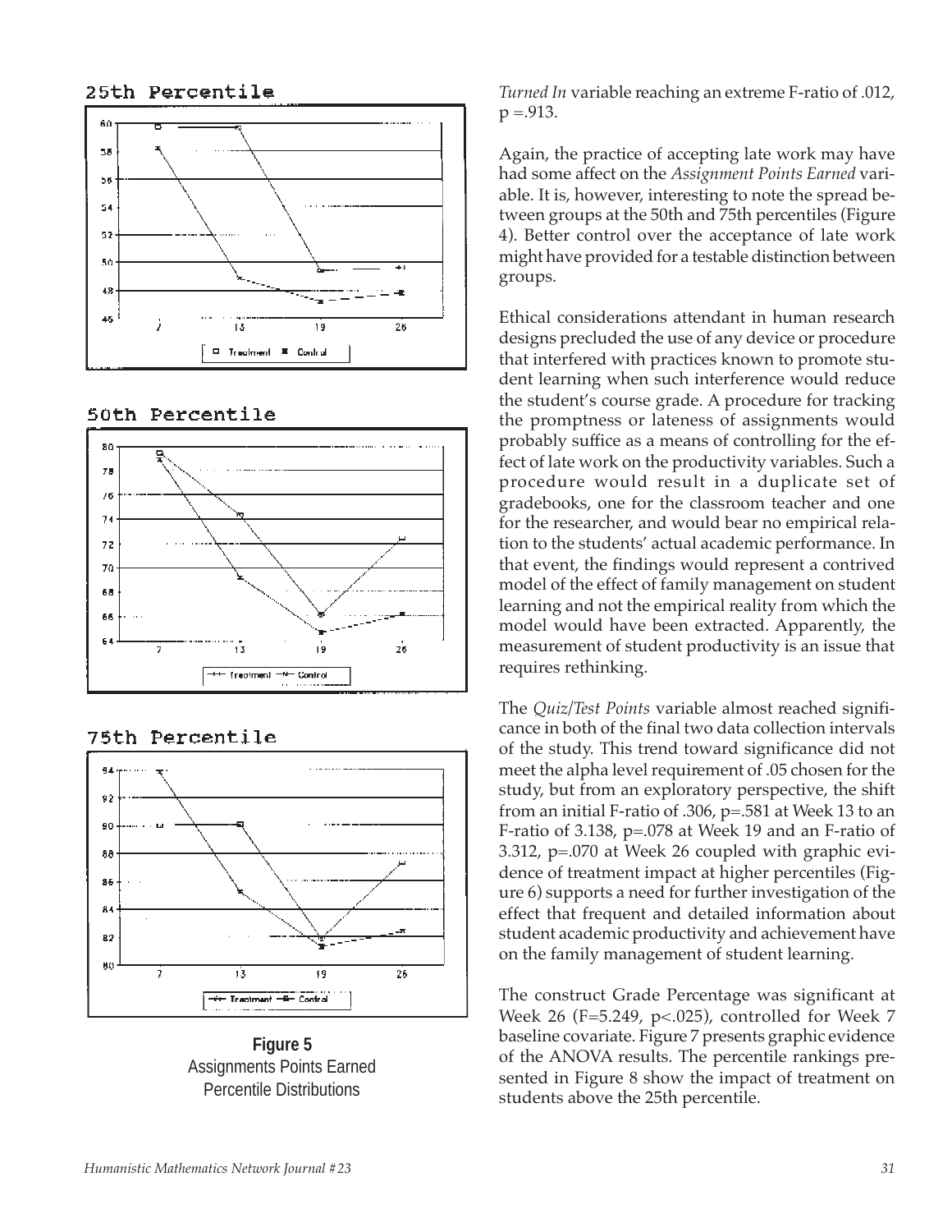25th Percentile

50th Percentile

75th Percentile

**Figure 5**
Assignments Points Earned
Percentile Distributions

*Turned In* variable reaching an extreme F-ratio of .012, p =.913.

Again, the practice of accepting late work may have had some affect on the *Assignment Points Earned* variable. It is, however, interesting to note the spread between groups at the 50th and 75th percentiles (Figure 4). Better control over the acceptance of late work might have provided for a testable distinction between groups.

Ethical considerations attendant in human research designs precluded the use of any device or procedure that interfered with practices known to promote student learning when such interference would reduce the student's course grade. A procedure for tracking the promptness or lateness of assignments would probably suffice as a means of controlling for the effect of late work on the productivity variables. Such a procedure would result in a duplicate set of gradebooks, one for the classroom teacher and one for the researcher, and would bear no empirical relation to the students' actual academic performance. In that event, the findings would represent a contrived model of the effect of family management on student learning and not the empirical reality from which the model would have been extracted. Apparently, the measurement of student productivity is an issue that requires rethinking.

The *Quiz/Test Points* variable almost reached significance in both of the final two data collection intervals of the study. This trend toward significance did not meet the alpha level requirement of .05 chosen for the study, but from an exploratory perspective, the shift from an initial F-ratio of .306, p=.581 at Week 13 to an F-ratio of 3.138, p=.078 at Week 19 and an F-ratio of 3.312, p=.070 at Week 26 coupled with graphic evidence of treatment impact at higher percentiles (Figure 6) supports a need for further investigation of the effect that frequent and detailed information about student academic productivity and achievement have on the family management of student learning.

The construct Grade Percentage was significant at Week 26 (F=5.249, p<.025), controlled for Week 7 baseline covariate. Figure 7 presents graphic evidence of the ANOVA results. The percentile rankings presented in Figure 8 show the impact of treatment on students above the 25th percentile.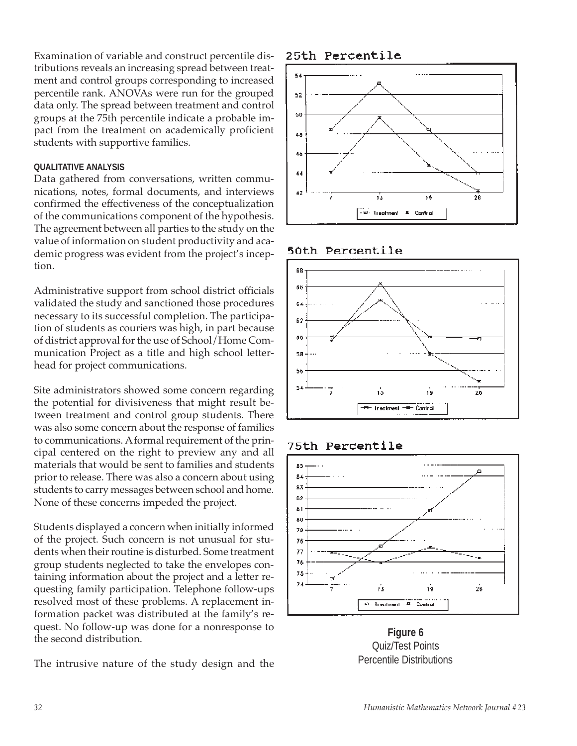Examination of variable and construct percentile distributions reveals an increasing spread between treatment and control groups corresponding to increased percentile rank. ANOVAs were run for the grouped data only. The spread between treatment and control groups at the 75th percentile indicate a probable impact from the treatment on academically proficient students with supportive families.

#### QUALITATIVE ANALYSIS

Data gathered from conversations, written communications, notes, formal documents, and interviews confirmed the effectiveness of the conceptualization of the communications component of the hypothesis. The agreement between all parties to the study on the value of information on student productivity and academic progress was evident from the project's inception.

Administrative support from school district officials validated the study and sanctioned those procedures necessary to its successful completion. The participation of students as couriers was high, in part because of district approval for the use of School/Home Communication Project as a title and high school letterhead for project communications.

Site administrators showed some concern regarding the potential for divisiveness that might result between treatment and control group students. There was also some concern about the response of families to communications. A formal requirement of the principal centered on the right to preview any and all materials that would be sent to families and students prior to release. There was also a concern about using students to carry messages between school and home. None of these concerns impeded the project.

Students displayed a concern when initially informed of the project. Such concern is not unusual for students when their routine is disturbed. Some treatment group students neglected to take the envelopes containing information about the project and a letter requesting family participation. Telephone follow-ups resolved most of these problems. A replacement information packet was distributed at the family's request. No follow-up was done for a nonresponse to the second distribution.

The intrusive nature of the study design and the

**Figure 6**
Quiz/Test Points
Percentile Distributions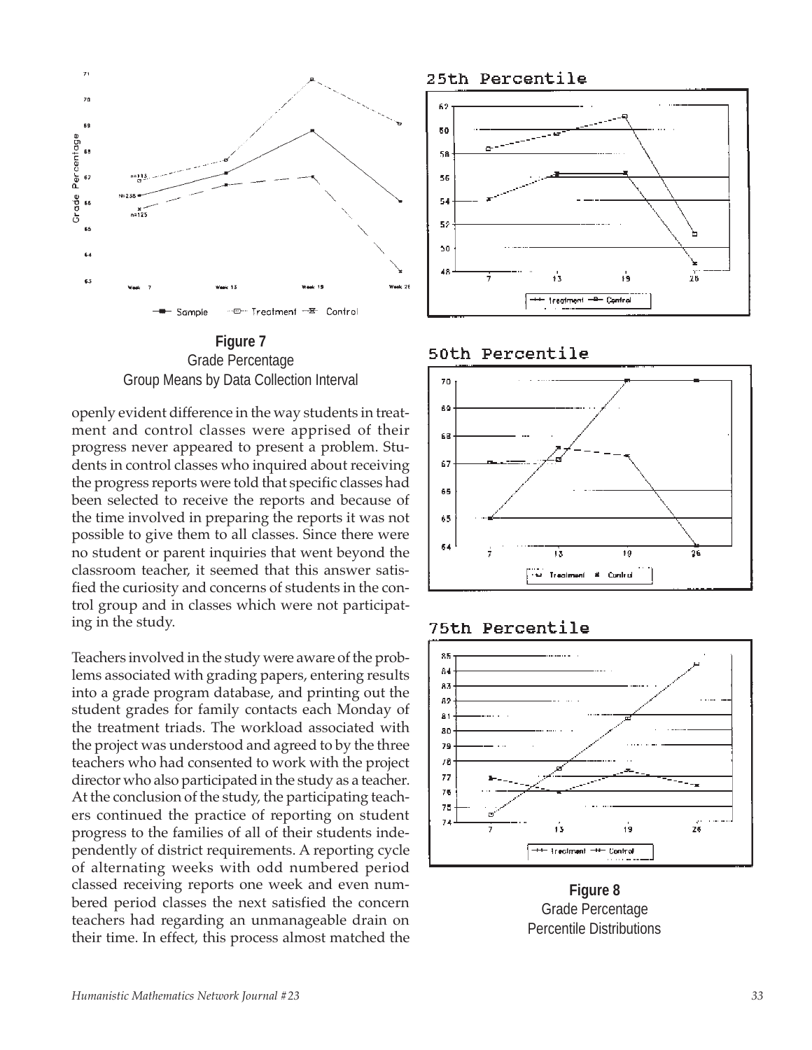**Figure 7**
Grade Percentage
Group Means by Data Collection Interval

openly evident difference in the way students in treatment and control classes were apprised of their progress never appeared to present a problem. Students in control classes who inquired about receiving the progress reports were told that specific classes had been selected to receive the reports and because of the time involved in preparing the reports it was not possible to give them to all classes. Since there were no student or parent inquiries that went beyond the classroom teacher, it seemed that this answer satisfied the curiosity and concerns of students in the control group and in classes which were not participating in the study.

Teachers involved in the study were aware of the problems associated with grading papers, entering results into a grade program database, and printing out the student grades for family contacts each Monday of the treatment triads. The workload associated with the project was understood and agreed to by the three teachers who had consented to work with the project director who also participated in the study as a teacher. At the conclusion of the study, the participating teachers continued the practice of reporting on student progress to the families of all of their students independently of district requirements. A reporting cycle of alternating weeks with odd numbered period classed receiving reports one week and even numbered period classes the next satisfied the concern teachers had regarding an unmanageable drain on their time. In effect, this process almost matched the

**Figure 8**
Grade Percentage
Percentile Distributions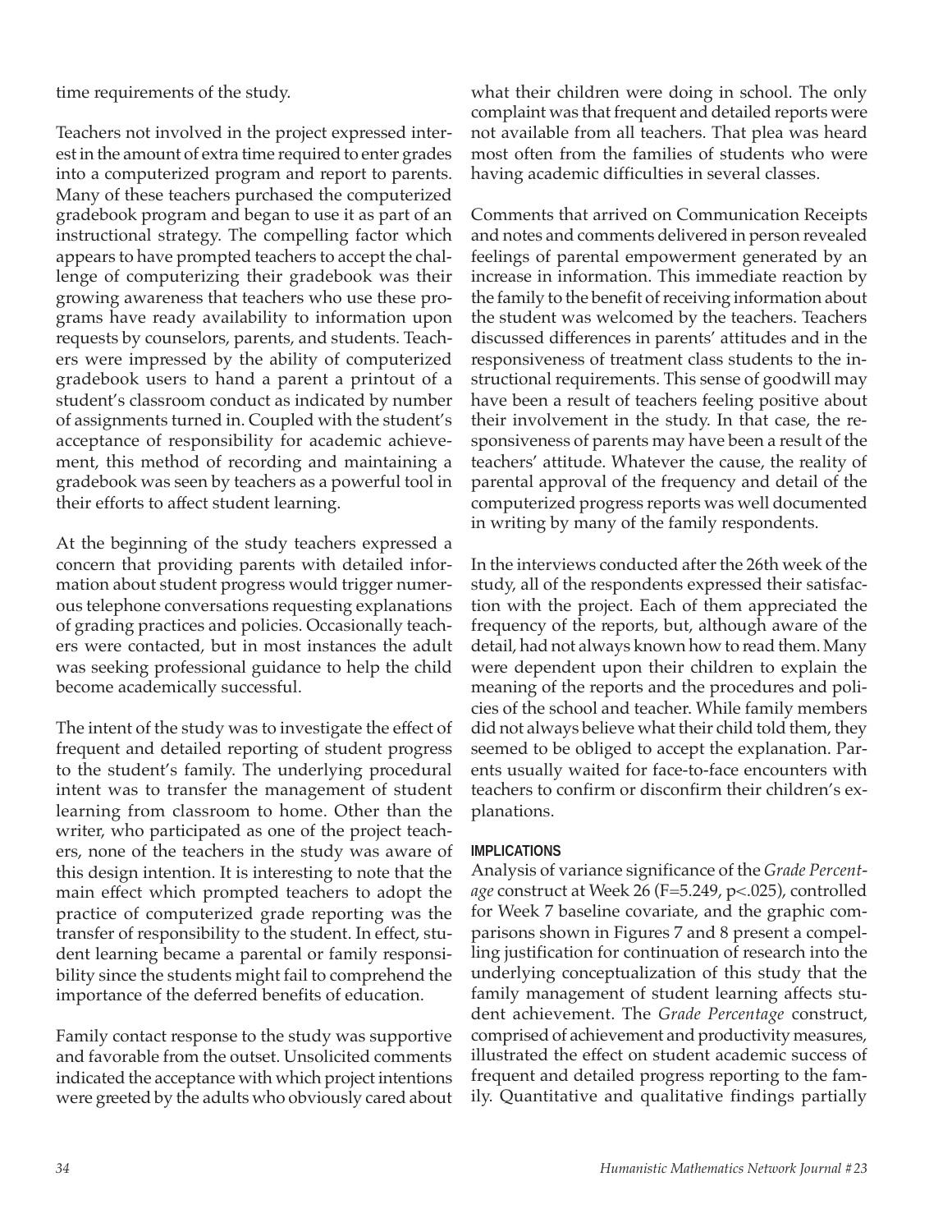time requirements of the study.

Teachers not involved in the project expressed interest in the amount of extra time required to enter grades into a computerized program and report to parents. Many of these teachers purchased the computerized gradebook program and began to use it as part of an instructional strategy. The compelling factor which appears to have prompted teachers to accept the challenge of computerizing their gradebook was their growing awareness that teachers who use these programs have ready availability to information upon requests by counselors, parents, and students. Teachers were impressed by the ability of computerized gradebook users to hand a parent a printout of a student's classroom conduct as indicated by number of assignments turned in. Coupled with the student's acceptance of responsibility for academic achievement, this method of recording and maintaining a gradebook was seen by teachers as a powerful tool in their efforts to affect student learning.

At the beginning of the study teachers expressed a concern that providing parents with detailed information about student progress would trigger numerous telephone conversations requesting explanations of grading practices and policies. Occasionally teachers were contacted, but in most instances the adult was seeking professional guidance to help the child become academically successful.

The intent of the study was to investigate the effect of frequent and detailed reporting of student progress to the student's family. The underlying procedural intent was to transfer the management of student learning from classroom to home. Other than the writer, who participated as one of the project teachers, none of the teachers in the study was aware of this design intention. It is interesting to note that the main effect which prompted teachers to adopt the practice of computerized grade reporting was the transfer of responsibility to the student. In effect, student learning became a parental or family responsibility since the students might fail to comprehend the importance of the deferred benefits of education.

Family contact response to the study was supportive and favorable from the outset. Unsolicited comments indicated the acceptance with which project intentions were greeted by the adults who obviously cared about what their children were doing in school. The only complaint was that frequent and detailed reports were not available from all teachers. That plea was heard most often from the families of students who were having academic difficulties in several classes.

Comments that arrived on Communication Receipts and notes and comments delivered in person revealed feelings of parental empowerment generated by an increase in information. This immediate reaction by the family to the benefit of receiving information about the student was welcomed by the teachers. Teachers discussed differences in parents' attitudes and in the responsiveness of treatment class students to the instructional requirements. This sense of goodwill may have been a result of teachers feeling positive about their involvement in the study. In that case, the responsiveness of parents may have been a result of the teachers' attitude. Whatever the cause, the reality of parental approval of the frequency and detail of the computerized progress reports was well documented in writing by many of the family respondents.

In the interviews conducted after the 26th week of the study, all of the respondents expressed their satisfaction with the project. Each of them appreciated the frequency of the reports, but, although aware of the detail, had not always known how to read them. Many were dependent upon their children to explain the meaning of the reports and the procedures and policies of the school and teacher. While family members did not always believe what their child told them, they seemed to be obliged to accept the explanation. Parents usually waited for face-to-face encounters with teachers to confirm or disconfirm their children's explanations.

### IMPLICATIONS

Analysis of variance significance of the *Grade Percentage* construct at Week 26 ($F=5.249$, $p<.025$), controlled for Week 7 baseline covariate, and the graphic comparisons shown in Figures 7 and 8 present a compelling justification for continuation of research into the underlying conceptualization of this study that the family management of student learning affects student achievement. The *Grade Percentage* construct, comprised of achievement and productivity measures, illustrated the effect on student academic success of frequent and detailed progress reporting to the family. Quantitative and qualitative findings partially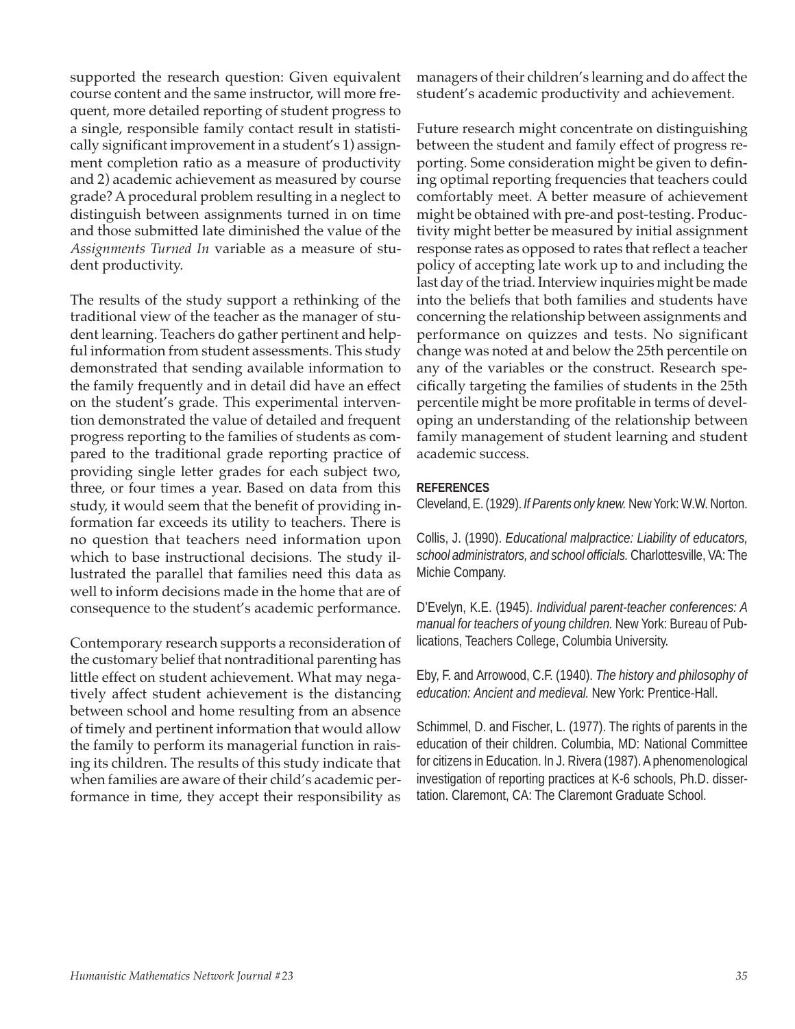supported the research question: Given equivalent course content and the same instructor, will more frequent, more detailed reporting of student progress to a single, responsible family contact result in statistically significant improvement in a student's 1) assignment completion ratio as a measure of productivity and 2) academic achievement as measured by course grade? A procedural problem resulting in a neglect to distinguish between assignments turned in on time and those submitted late diminished the value of the *Assignments Turned In* variable as a measure of student productivity.

The results of the study support a rethinking of the traditional view of the teacher as the manager of student learning. Teachers do gather pertinent and helpful information from student assessments. This study demonstrated that sending available information to the family frequently and in detail did have an effect on the student's grade. This experimental intervention demonstrated the value of detailed and frequent progress reporting to the families of students as compared to the traditional grade reporting practice of providing single letter grades for each subject two, three, or four times a year. Based on data from this study, it would seem that the benefit of providing information far exceeds its utility to teachers. There is no question that teachers need information upon which to base instructional decisions. The study illustrated the parallel that families need this data as well to inform decisions made in the home that are of consequence to the student's academic performance.

Contemporary research supports a reconsideration of the customary belief that nontraditional parenting has little effect on student achievement. What may negatively affect student achievement is the distancing between school and home resulting from an absence of timely and pertinent information that would allow the family to perform its managerial function in raising its children. The results of this study indicate that when families are aware of their child's academic performance in time, they accept their responsibility as managers of their children's learning and do affect the student's academic productivity and achievement.

Future research might concentrate on distinguishing between the student and family effect of progress reporting. Some consideration might be given to defining optimal reporting frequencies that teachers could comfortably meet. A better measure of achievement might be obtained with pre-and post-testing. Productivity might better be measured by initial assignment response rates as opposed to rates that reflect a teacher policy of accepting late work up to and including the last day of the triad. Interview inquiries might be made into the beliefs that both families and students have concerning the relationship between assignments and performance on quizzes and tests. No significant change was noted at and below the 25th percentile on any of the variables or the construct. Research specifically targeting the families of students in the 25th percentile might be more profitable in terms of developing an understanding of the relationship between family management of student learning and student academic success.

## REFERENCES

Cleveland, E. (1929). *If Parents only knew.* New York: W.W. Norton.

Collis, J. (1990). *Educational malpractice: Liability of educators, school administrators, and school officials.* Charlottesville, VA: The Michie Company.

D'Evelyn, K.E. (1945). *Individual parent-teacher conferences: A manual for teachers of young children.* New York: Bureau of Publications, Teachers College, Columbia University.

Eby, F. and Arrowood, C.F. (1940). *The history and philosophy of education: Ancient and medieval.* New York: Prentice-Hall.

Schimmel, D. and Fischer, L. (1977). The rights of parents in the education of their children. Columbia, MD: National Committee for citizens in Education. In J. Rivera (1987). A phenomenological investigation of reporting practices at K-6 schools, Ph.D. dissertation. Claremont, CA: The Claremont Graduate School.